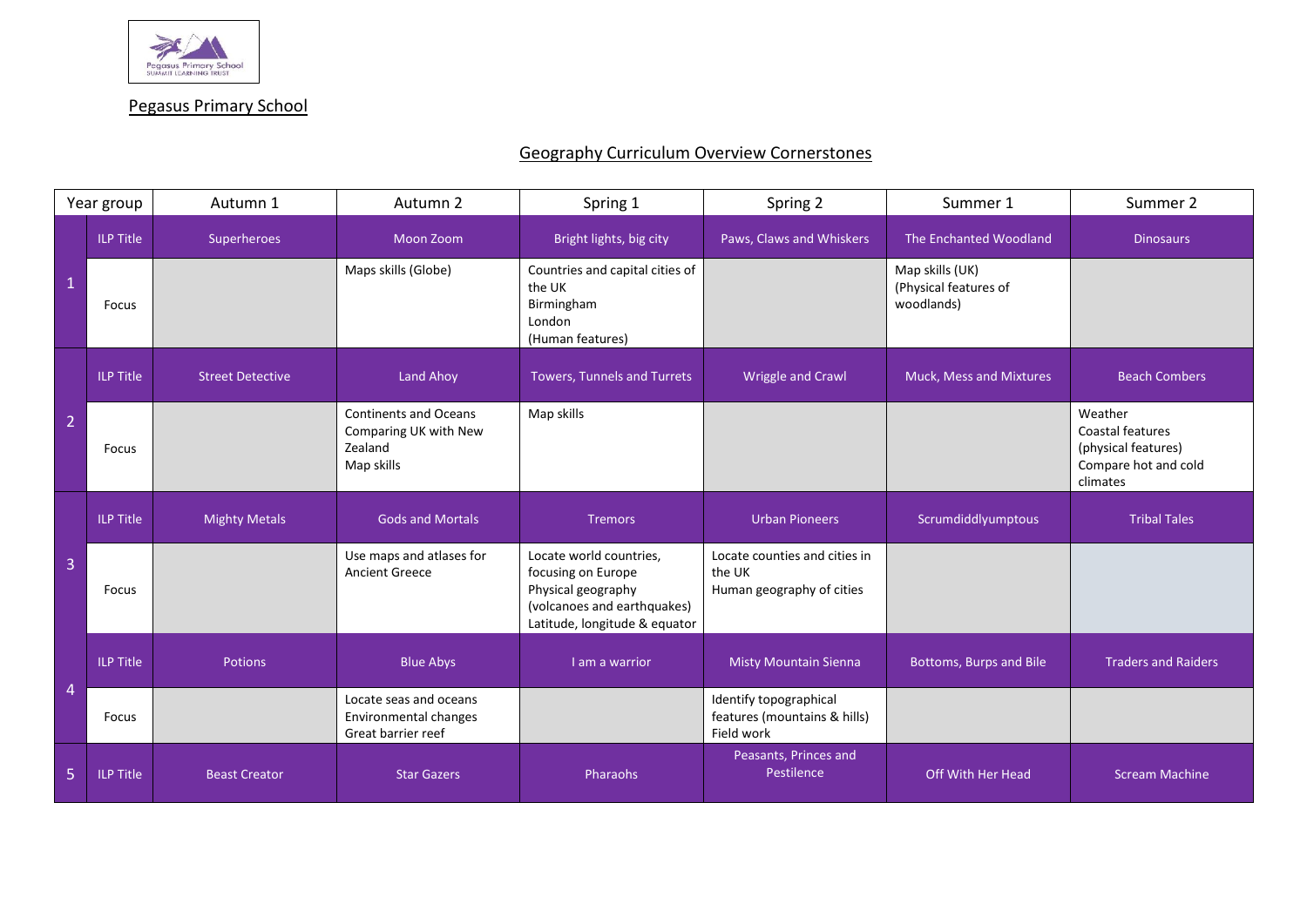Pegasus Primary School

# Pegasus Primary School

## Geography Curriculum Overview Cornerstones

| Year group | | Autumn 1 | Autumn 2 | Spring 1 | Spring 2 | Summer 1 | Summer 2 |
|---|---|---|---|---|---|---|---|
| 1 | ILP Title | Superheroes | Moon Zoom | Bright lights, big city | Paws, Claws and Whiskers | The Enchanted Woodland | Dinosaurs |
| | Focus | | Maps skills (Globe) | Countries and capital cities of the UK<br>Birmingham<br>London<br>(Human features) | | Map skills (UK)<br>(Physical features of woodlands) | |
| 2 | ILP Title | Street Detective | Land Ahoy | Towers, Tunnels and Turrets | Wriggle and Crawl | Muck, Mess and Mixtures | Beach Combers |
| | Focus | | Continents and Oceans<br>Comparing UK with New Zealand<br>Map skills | Map skills | | | Weather<br>Coastal features<br>(physical features)<br>Compare hot and cold climates |
| 3 | ILP Title | Mighty Metals | Gods and Mortals | Tremors | Urban Pioneers | Scrumdiddlyumptous | Tribal Tales |
| | Focus | | Use maps and atlases for Ancient Greece | Locate world countries, focusing on Europe<br>Physical geography<br>(volcanoes and earthquakes)<br>Latitude, longitude & equator | Locate counties and cities in the UK<br>Human geography of cities | | |
| 4 | ILP Title | Potions | Blue Abys | I am a warrior | Misty Mountain Sienna | Bottoms, Burps and Bile | Traders and Raiders |
| | Focus | | Locate seas and oceans<br>Environmental changes<br>Great barrier reef | | Identify topographical features (mountains & hills)<br>Field work | | |
| 5 | ILP Title | Beast Creator | Star Gazers | Pharaohs | Peasants, Princes and Pestilence | Off With Her Head | Scream Machine |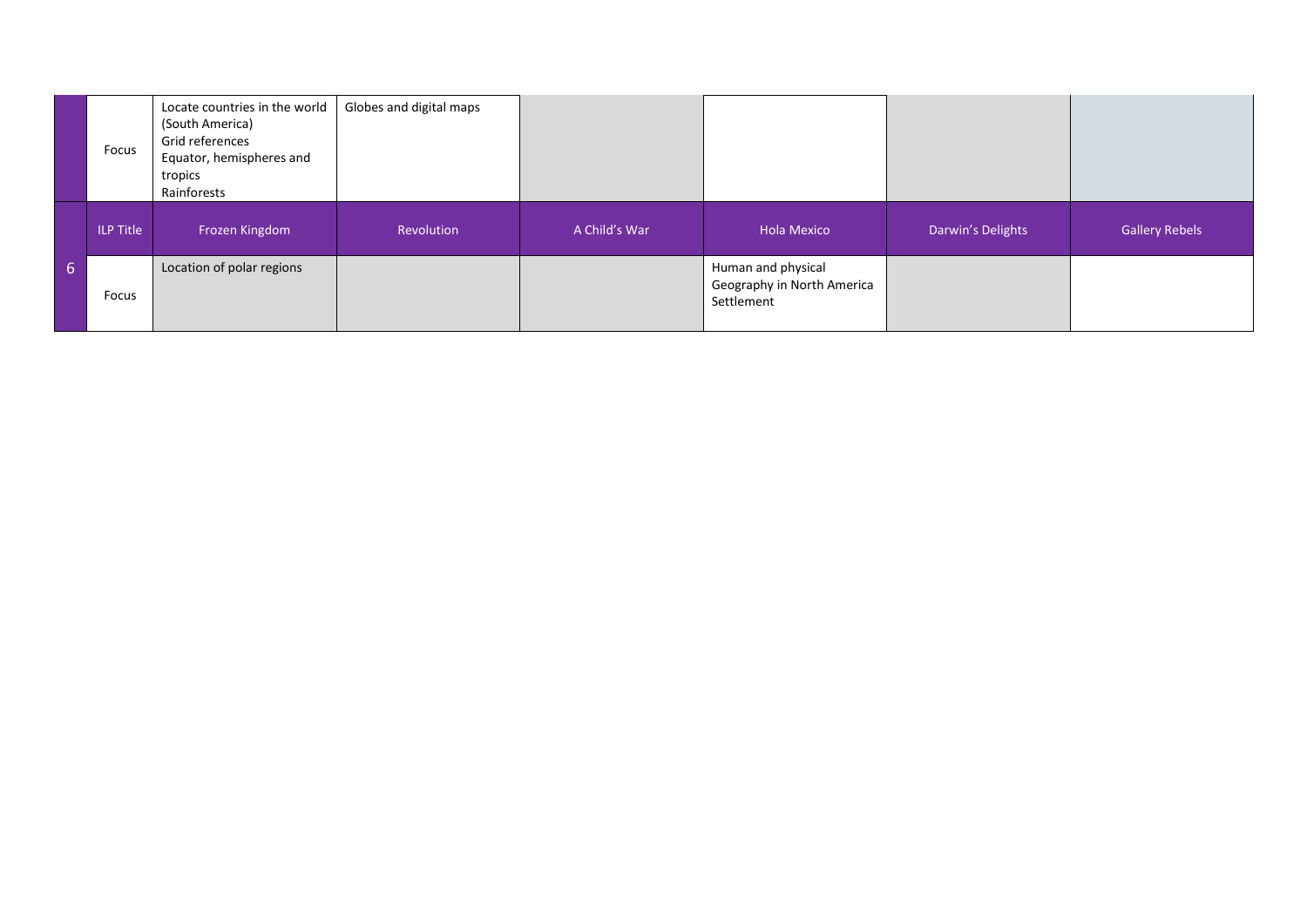| | | | | | | | |
|---|---|---|---|---|---|---|---|
| | Focus | Locate countries in the world (South America)<br>Grid references<br>Equator, hemispheres and tropics<br>Rainforests | Globes and digital maps | | | | |
| 6 | ILP Title | Frozen Kingdom | Revolution | A Child's War | Hola Mexico | Darwin's Delights | Gallery Rebels |
| | Focus | Location of polar regions | | | Human and physical Geography in North America<br>Settlement | | |